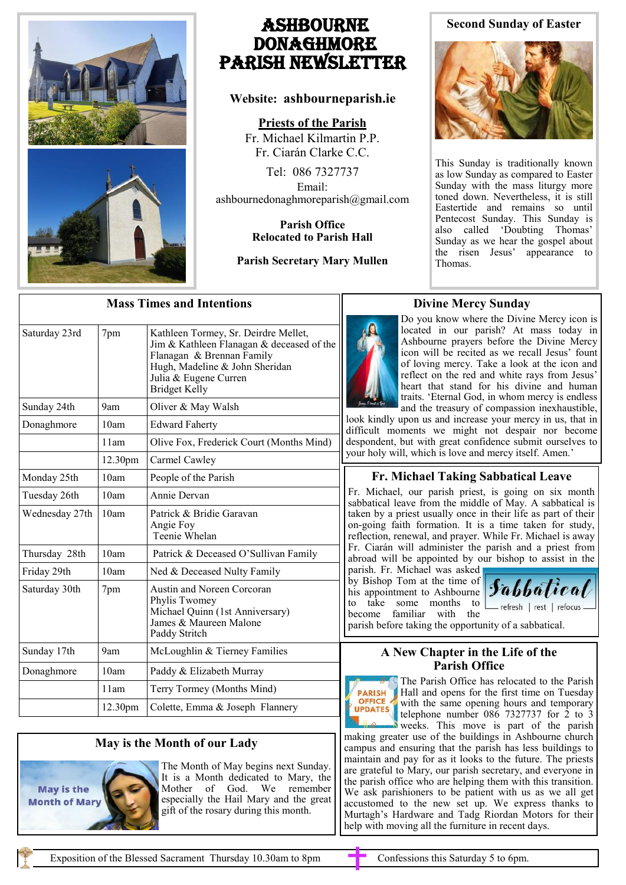# ASHBOURNE DONAGHMORE PARISH NEWSLETTER

**Website: ashbourneparish.ie**

**Priests of the Parish**
Fr. Michael Kilmartin P.P.
Fr. Ciarán Clarke C.C.

Tel: 086 7327737
Email:
ashbournedonaghmoreparish@gmail.com

**Parish Office**
**Relocated to Parish Hall**

**Parish Secretary Mary Mullen**

## Second Sunday of Easter

This Sunday is traditionally known as low Sunday as compared to Easter Sunday with the mass liturgy more toned down. Nevertheless, it is still Eastertide and remains so until Pentecost Sunday. This Sunday is also called 'Doubting Thomas' Sunday as we hear the gospel about the risen Jesus' appearance to Thomas.

## Mass Times and Intentions

| | | |
|---|---|---|
| Saturday 23rd | 7pm | Kathleen Tormey, Sr. Deirdre Mellet, Jim & Kathleen Flanagan & deceased of the Flanagan & Brennan Family, Hugh, Madeline & John Sheridan, Julia & Eugene Curren, Bridget Kelly |
| Sunday 24th | 9am | Oliver & May Walsh |
| Donaghmore | 10am | Edward Faherty |
| | 11am | Olive Fox, Frederick Court (Months Mind) |
| | 12.30pm | Carmel Cawley |
| Monday 25th | 10am | People of the Parish |
| Tuesday 26th | 10am | Annie Dervan |
| Wednesday 27th | 10am | Patrick & Bridie Garavan, Angie Foy, Teenie Whelan |
| Thursday 28th | 10am | Patrick & Deceased O'Sullivan Family |
| Friday 29th | 10am | Ned & Deceased Nulty Family |
| Saturday 30th | 7pm | Austin and Noreen Corcoran, Phylis Twomey, Michael Quinn (1st Anniversary), James & Maureen Malone, Paddy Stritch |
| Sunday 17th | 9am | McLoughlin & Tierney Families |
| Donaghmore | 10am | Paddy & Elizabeth Murray |
| | 11am | Terry Tormey (Months Mind) |
| | 12.30pm | Colette, Emma & Joseph Flannery |

## Divine Mercy Sunday

Do you know where the Divine Mercy icon is located in our parish? At mass today in Ashbourne prayers before the Divine Mercy icon will be recited as we recall Jesus' fount of loving mercy. Take a look at the icon and reflect on the red and white rays from Jesus' heart that stand for his divine and human traits. 'Eternal God, in whom mercy is endless and the treasury of compassion inexhaustible, look kindly upon us and increase your mercy in us, that in difficult moments we might not despair nor become despondent, but with great confidence submit ourselves to your holy will, which is love and mercy itself. Amen.'

## Fr. Michael Taking Sabbatical Leave

Fr. Michael, our parish priest, is going on six month sabbatical leave from the middle of May. A sabbatical is taken by a priest usually once in their life as part of their on-going faith formation. It is a time taken for study, reflection, renewal, and prayer. While Fr. Michael is away Fr. Ciarán will administer the parish and a priest from abroad will be appointed by our bishop to assist in the parish. Fr. Michael was asked by Bishop Tom at the time of his appointment to Ashbourne to take some months to become familiar with the parish before taking the opportunity of a sabbatical.

## May is the Month of our Lady

The Month of May begins next Sunday. It is a Month dedicated to Mary, the Mother of God. We remember especially the Hail Mary and the great gift of the rosary during this month.

## A New Chapter in the Life of the Parish Office

The Parish Office has relocated to the Parish Hall and opens for the first time on Tuesday with the same opening hours and temporary telephone number 086 7327737 for 2 to 3 weeks. This move is part of the parish making greater use of the buildings in Ashbourne church campus and ensuring that the parish has less buildings to maintain and pay for as it looks to the future. The priests are grateful to Mary, our parish secretary, and everyone in the parish office who are helping them with this transition. We ask parishioners to be patient with us as we all get accustomed to the new set up. We express thanks to Murtagh's Hardware and Tadg Riordan Motors for their help with moving all the furniture in recent days.

Exposition of the Blessed Sacrament Thursday 10.30am to 8pm

Confessions this Saturday 5 to 6pm.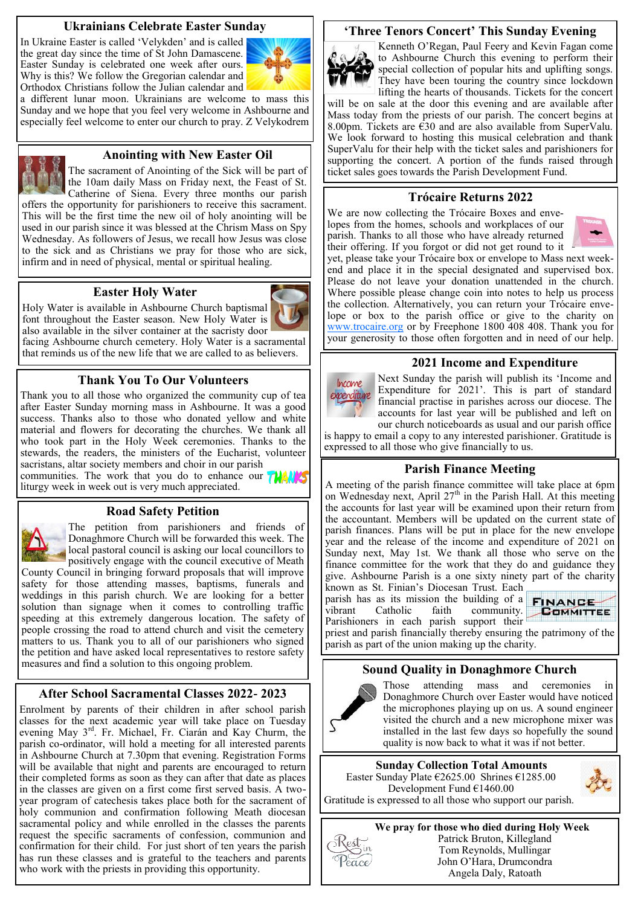## Ukrainians Celebrate Easter Sunday

In Ukraine Easter is called 'Velykden' and is called the great day since the time of St John Damascene. Easter Sunday is celebrated one week after ours. Why is this? We follow the Gregorian calendar and Orthodox Christians follow the Julian calendar and a different lunar moon. Ukrainians are welcome to mass this Sunday and we hope that you feel very welcome in Ashbourne and especially feel welcome to enter our church to pray. Z Velykodrem

## Anointing with New Easter Oil

The sacrament of Anointing of the Sick will be part of the 10am daily Mass on Friday next, the Feast of St. Catherine of Siena. Every three months our parish offers the opportunity for parishioners to receive this sacrament. This will be the first time the new oil of holy anointing will be used in our parish since it was blessed at the Chrism Mass on Spy Wednesday. As followers of Jesus, we recall how Jesus was close to the sick and as Christians we pray for those who are sick, infirm and in need of physical, mental or spiritual healing.

## Easter Holy Water

Holy Water is available in Ashbourne Church baptismal font throughout the Easter season. New Holy Water is also available in the silver container at the sacristy door facing Ashbourne church cemetery. Holy Water is a sacramental that reminds us of the new life that we are called to as believers.

## Thank You To Our Volunteers

Thank you to all those who organized the community cup of tea after Easter Sunday morning mass in Ashbourne. It was a good success. Thanks also to those who donated yellow and white material and flowers for decorating the churches. We thank all who took part in the Holy Week ceremonies. Thanks to the stewards, the readers, the ministers of the Eucharist, volunteer sacristans, altar society members and choir in our parish communities. The work that you do to enhance our liturgy week in week out is very much appreciated.

## Road Safety Petition

The petition from parishioners and friends of Donaghmore Church will be forwarded this week. The local pastoral council is asking our local councillors to positively engage with the council executive of Meath County Council in bringing forward proposals that will improve safety for those attending masses, baptisms, funerals and weddings in this parish church. We are looking for a better solution than signage when it comes to controlling traffic speeding at this extremely dangerous location. The safety of people crossing the road to attend church and visit the cemetery matters to us. Thank you to all of our parishioners who signed the petition and have asked local representatives to restore safety measures and find a solution to this ongoing problem.

## After School Sacramental Classes 2022- 2023

Enrolment by parents of their children in after school parish classes for the next academic year will take place on Tuesday evening May 3rd. Fr. Michael, Fr. Ciarán and Kay Churm, the parish co-ordinator, will hold a meeting for all interested parents in Ashbourne Church at 7.30pm that evening. Registration Forms will be available that night and parents are encouraged to return their completed forms as soon as they can after that date as places in the classes are given on a first come first served basis. A two-year program of catechesis takes place both for the sacrament of holy communion and confirmation following Meath diocesan sacramental policy and while enrolled in the classes the parents request the specific sacraments of confession, communion and confirmation for their child. For just short of ten years the parish has run these classes and is grateful to the teachers and parents who work with the priests in providing this opportunity.

## 'Three Tenors Concert' This Sunday Evening

Kenneth O'Regan, Paul Feery and Kevin Fagan come to Ashbourne Church this evening to perform their special collection of popular hits and uplifting songs. They have been touring the country since lockdown lifting the hearts of thousands. Tickets for the concert will be on sale at the door this evening and are available after Mass today from the priests of our parish. The concert begins at 8.00pm. Tickets are €30 and are also available from SuperValu. We look forward to hosting this musical celebration and thank SuperValu for their help with the ticket sales and parishioners for supporting the concert. A portion of the funds raised through ticket sales goes towards the Parish Development Fund.

## Trócaire Returns 2022

We are now collecting the Trócaire Boxes and envelopes from the homes, schools and workplaces of our parish. Thanks to all those who have already returned their offering. If you forgot or did not get round to it yet, please take your Trócaire box or envelope to Mass next weekend and place it in the special designated and supervised box. Please do not leave your donation unattended in the church. Where possible please change coin into notes to help us process the collection. Alternatively, you can return your Trócaire envelope or box to the parish office or give to the charity on www.trocaire.org or by Freephone 1800 408 408. Thank you for your generosity to those often forgotten and in need of our help.

## 2021 Income and Expenditure

Next Sunday the parish will publish its 'Income and Expenditure for 2021'. This is part of standard financial practise in parishes across our diocese. The accounts for last year will be published and left on our church noticeboards as usual and our parish office is happy to email a copy to any interested parishioner. Gratitude is expressed to all those who give financially to us.

## Parish Finance Meeting

A meeting of the parish finance committee will take place at 6pm on Wednesday next, April 27th in the Parish Hall. At this meeting the accounts for last year will be examined upon their return from the accountant. Members will be updated on the current state of parish finances. Plans will be put in place for the new envelope year and the release of the income and expenditure of 2021 on Sunday next, May 1st. We thank all those who serve on the finance committee for the work that they do and guidance they give. Ashbourne Parish is a one sixty ninety part of the charity known as St. Finian's Diocesan Trust. Each parish has as its mission the building of a vibrant Catholic faith community. Parishioners in each parish support their priest and parish financially thereby ensuring the patrimony of the parish as part of the union making up the charity.

## Sound Quality in Donaghmore Church

Those attending mass and ceremonies in Donaghmore Church over Easter would have noticed the microphones playing up on us. A sound engineer visited the church and a new microphone mixer was installed in the last few days so hopefully the sound quality is now back to what it was if not better.

## Sunday Collection Total Amounts

Easter Sunday Plate €2625.00 Shrines €1285.00
Development Fund €1460.00
Gratitude is expressed to all those who support our parish.

**We pray for those who died during Holy Week**

Patrick Bruton, Killegland
Tom Reynolds, Mullingar
John O'Hara, Drumcondra
Angela Daly, Ratoath